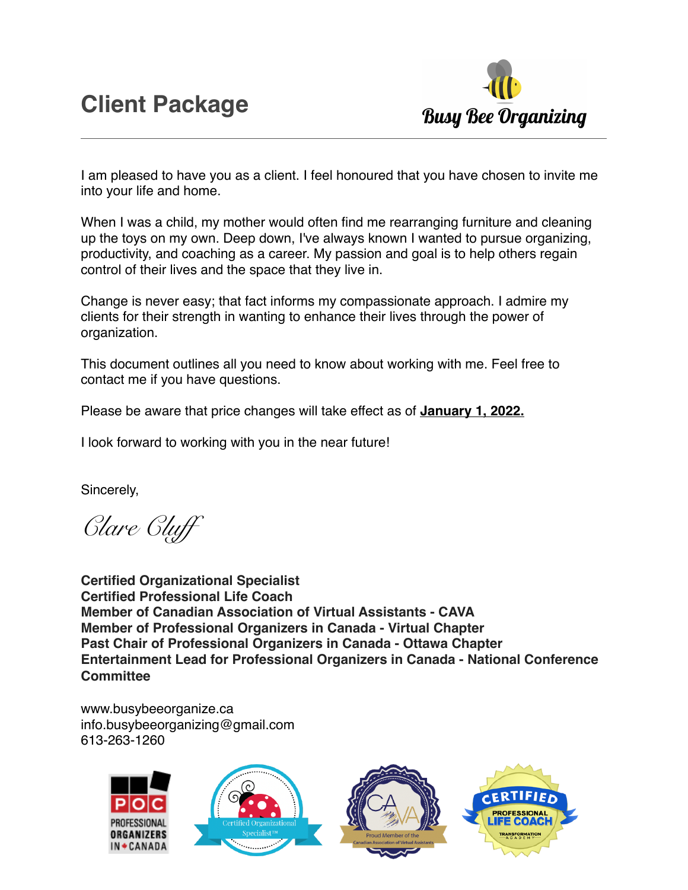# Client Package

**Busy Bee Organizing**

I am pleased to have you as a client. I feel honoured that you have chosen to invite me into your life and home.

When I was a child, my mother would often find me rearranging furniture and cleaning up the toys on my own. Deep down, I've always known I wanted to pursue organizing, productivity, and coaching as a career. My passion and goal is to help others regain control of their lives and the space that they live in.

Change is never easy; that fact informs my compassionate approach. I admire my clients for their strength in wanting to enhance their lives through the power of organization.

This document outlines all you need to know about working with me. Feel free to contact me if you have questions.

Please be aware that price changes will take effect as of **January 1, 2022.**

I look forward to working with you in the near future!

Sincerely,

*Clare Cluff*

**Certified Organizational Specialist**
**Certified Professional Life Coach**
**Member of Canadian Association of Virtual Assistants - CAVA**
**Member of Professional Organizers in Canada - Virtual Chapter**
**Past Chair of Professional Organizers in Canada - Ottawa Chapter**
**Entertainment Lead for Professional Organizers in Canada - National Conference Committee**

www.busybeeorganize.ca
info.busybeeorganizing@gmail.com
613-263-1260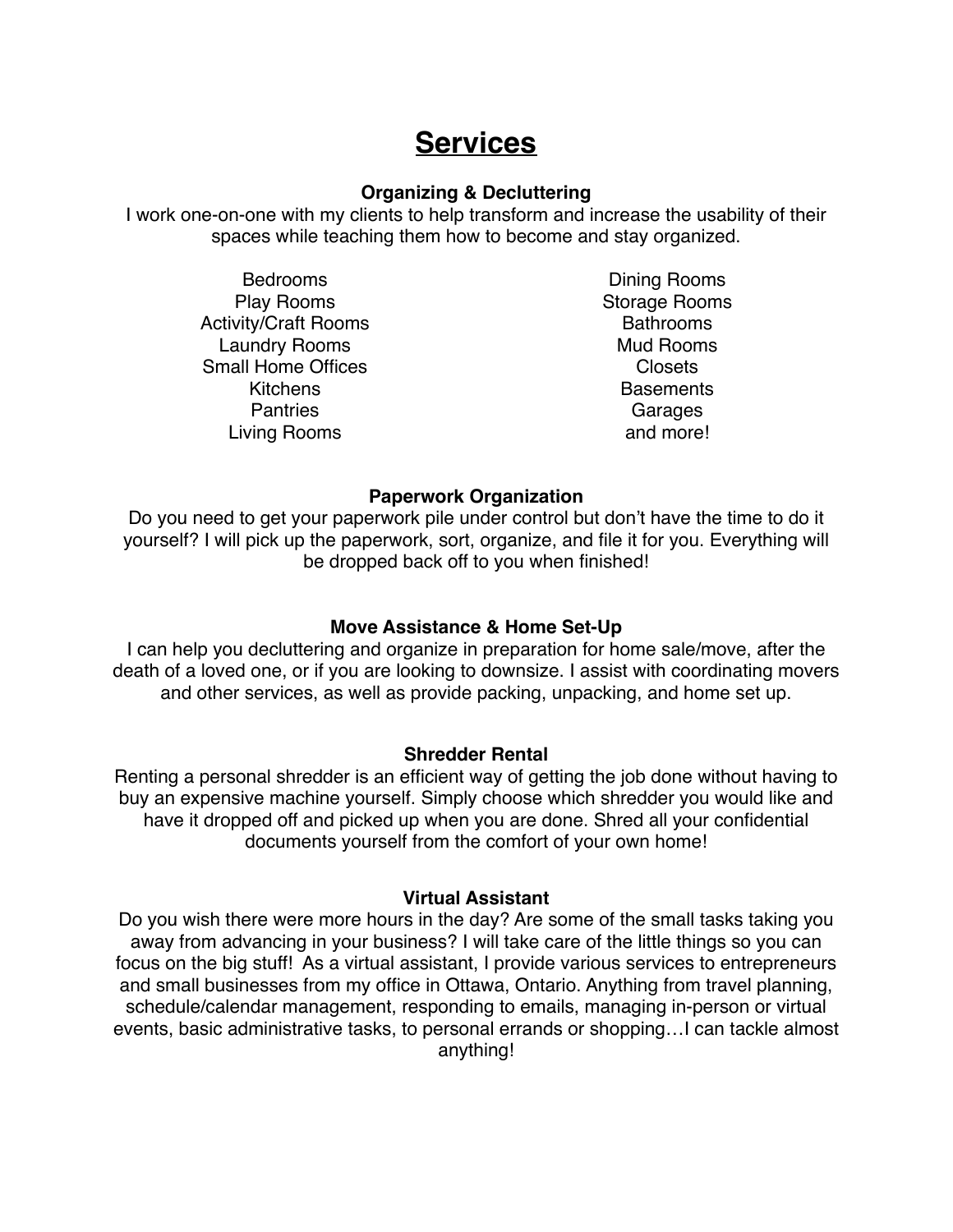# Services

### Organizing & Decluttering

I work one-on-one with my clients to help transform and increase the usability of their spaces while teaching them how to become and stay organized.

- Bedrooms
- Play Rooms
- Activity/Craft Rooms
- Laundry Rooms
- Small Home Offices
- Kitchens
- Pantries
- Living Rooms
- Dining Rooms
- Storage Rooms
- Bathrooms
- Mud Rooms
- Closets
- Basements
- Garages
- and more!

### Paperwork Organization

Do you need to get your paperwork pile under control but don't have the time to do it yourself? I will pick up the paperwork, sort, organize, and file it for you. Everything will be dropped back off to you when finished!

### Move Assistance & Home Set-Up

I can help you decluttering and organize in preparation for home sale/move, after the death of a loved one, or if you are looking to downsize. I assist with coordinating movers and other services, as well as provide packing, unpacking, and home set up.

### Shredder Rental

Renting a personal shredder is an efficient way of getting the job done without having to buy an expensive machine yourself. Simply choose which shredder you would like and have it dropped off and picked up when you are done. Shred all your confidential documents yourself from the comfort of your own home!

### Virtual Assistant

Do you wish there were more hours in the day? Are some of the small tasks taking you away from advancing in your business? I will take care of the little things so you can focus on the big stuff! As a virtual assistant, I provide various services to entrepreneurs and small businesses from my office in Ottawa, Ontario. Anything from travel planning, schedule/calendar management, responding to emails, managing in-person or virtual events, basic administrative tasks, to personal errands or shopping…I can tackle almost anything!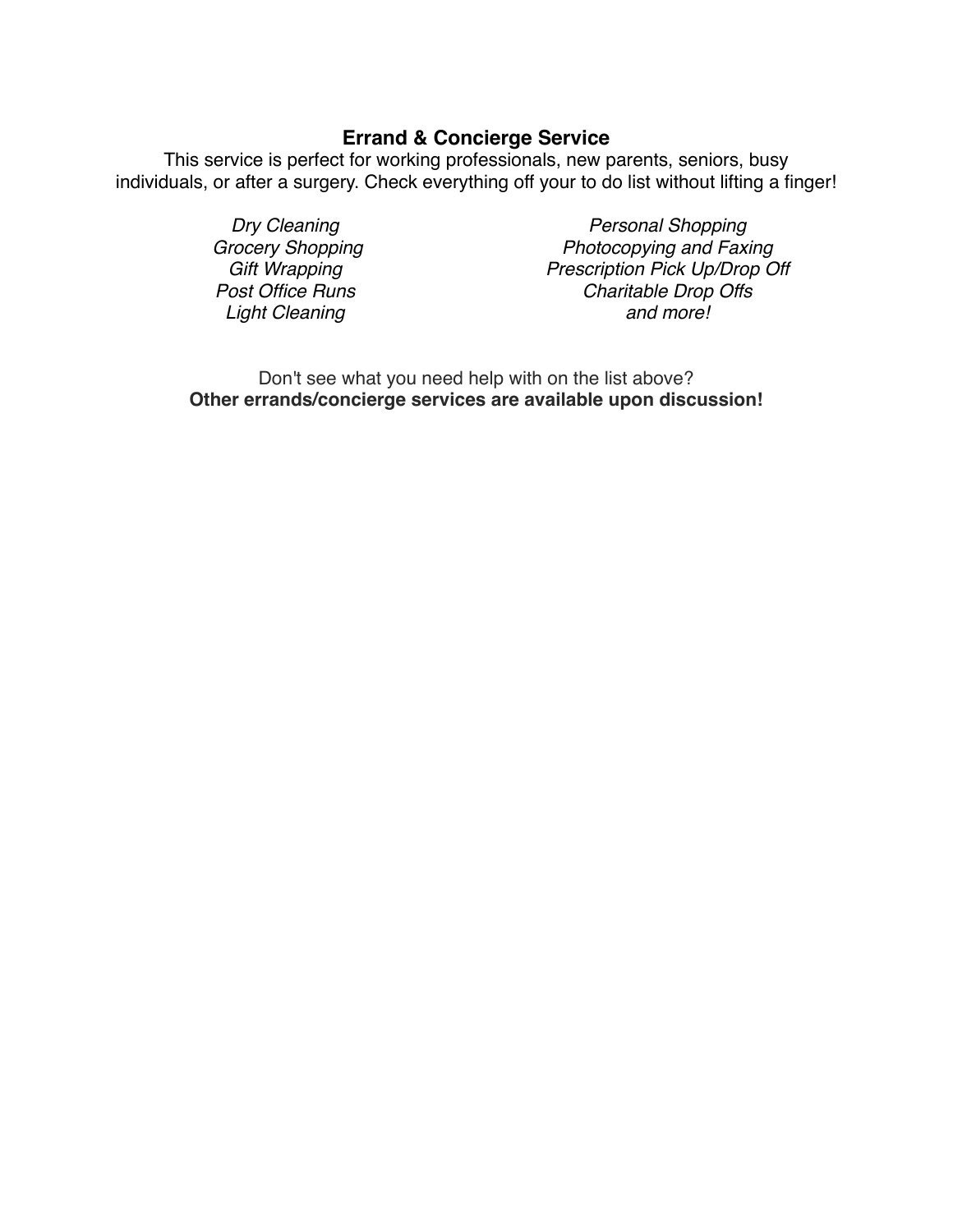## Errand & Concierge Service

This service is perfect for working professionals, new parents, seniors, busy individuals, or after a surgery. Check everything off your to do list without lifting a finger!

- *Dry Cleaning*
- *Grocery Shopping*
- *Gift Wrapping*
- *Post Office Runs*
- *Light Cleaning*
- *Personal Shopping*
- *Photocopying and Faxing*
- *Prescription Pick Up/Drop Off*
- *Charitable Drop Offs*
- *and more!*

Don't see what you need help with on the list above?
**Other errands/concierge services are available upon discussion!**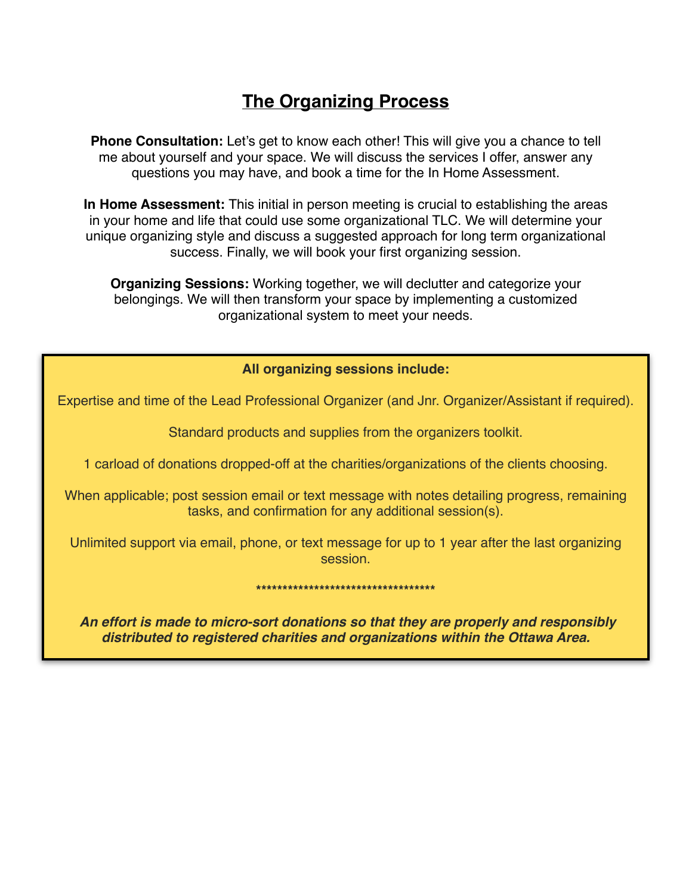# The Organizing Process

**Phone Consultation:** Let's get to know each other! This will give you a chance to tell me about yourself and your space. We will discuss the services I offer, answer any questions you may have, and book a time for the In Home Assessment.

**In Home Assessment:** This initial in person meeting is crucial to establishing the areas in your home and life that could use some organizational TLC. We will determine your unique organizing style and discuss a suggested approach for long term organizational success. Finally, we will book your first organizing session.

**Organizing Sessions:** Working together, we will declutter and categorize your belongings. We will then transform your space by implementing a customized organizational system to meet your needs.

**All organizing sessions include:**

Expertise and time of the Lead Professional Organizer (and Jnr. Organizer/Assistant if required).

Standard products and supplies from the organizers toolkit.

1 carload of donations dropped-off at the charities/organizations of the clients choosing.

When applicable; post session email or text message with notes detailing progress, remaining tasks, and confirmation for any additional session(s).

Unlimited support via email, phone, or text message for up to 1 year after the last organizing session.

************************************

***An effort is made to micro-sort donations so that they are properly and responsibly distributed to registered charities and organizations within the Ottawa Area.***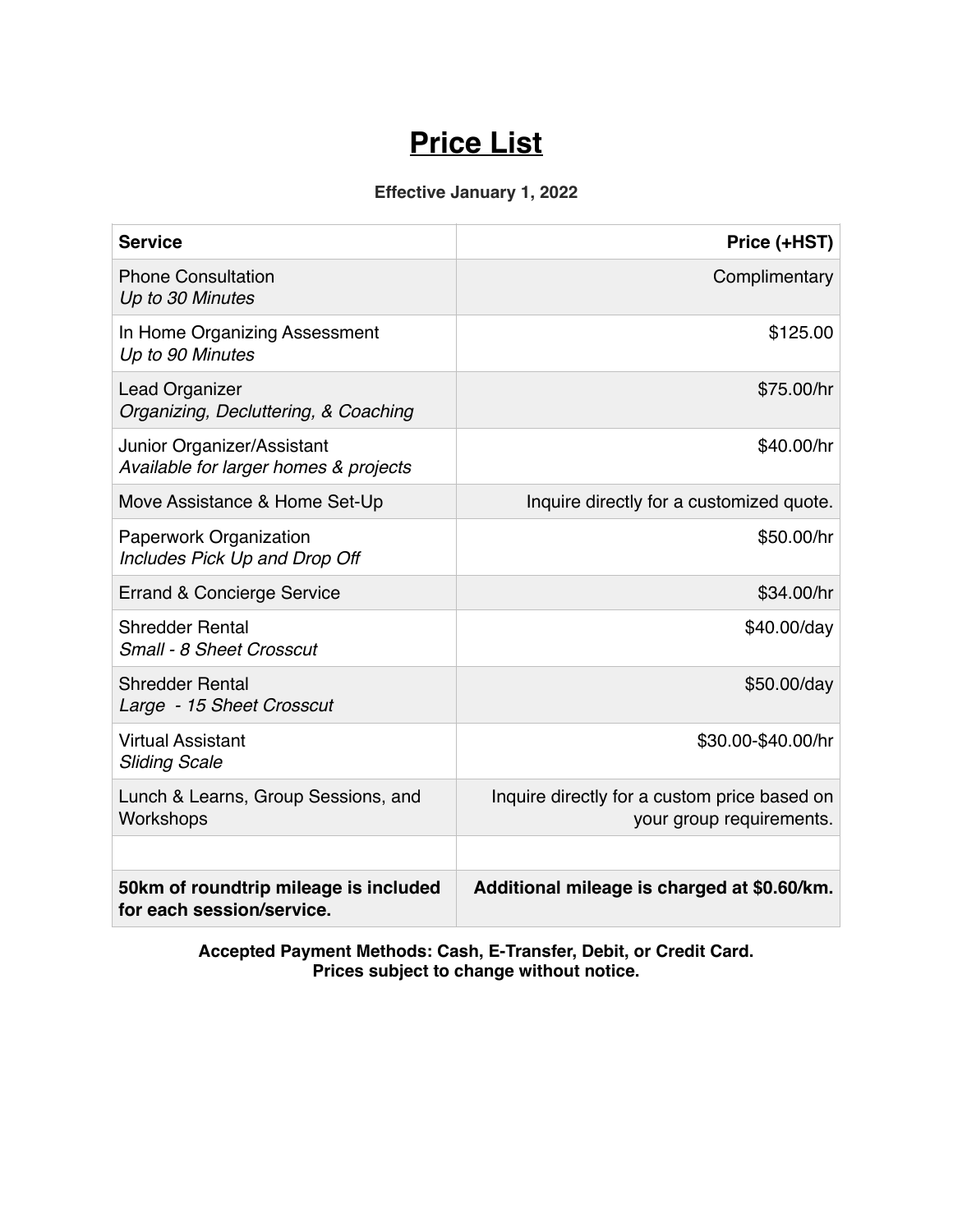# **Price List**

**Effective January 1, 2022**

| **Service** | **Price (+HST)** |
|---|---|
| Phone Consultation<br>*Up to 30 Minutes* | Complimentary |
| In Home Organizing Assessment<br>*Up to 90 Minutes* | $125.00 |
| Lead Organizer<br>*Organizing, Decluttering, & Coaching* | $75.00/hr |
| Junior Organizer/Assistant<br>*Available for larger homes & projects* | $40.00/hr |
| Move Assistance & Home Set-Up | Inquire directly for a customized quote. |
| Paperwork Organization<br>*Includes Pick Up and Drop Off* | $50.00/hr |
| Errand & Concierge Service | $34.00/hr |
| Shredder Rental<br>*Small - 8 Sheet Crosscut* | $40.00/day |
| Shredder Rental<br>*Large - 15 Sheet Crosscut* | $50.00/day |
| Virtual Assistant<br>*Sliding Scale* | $30.00-$40.00/hr |
| Lunch & Learns, Group Sessions, and Workshops | Inquire directly for a custom price based on your group requirements. |
| | |
| **50km of roundtrip mileage is included for each session/service.** | **Additional mileage is charged at $0.60/km.** |

**Accepted Payment Methods: Cash, E-Transfer, Debit, or Credit Card.**
**Prices subject to change without notice.**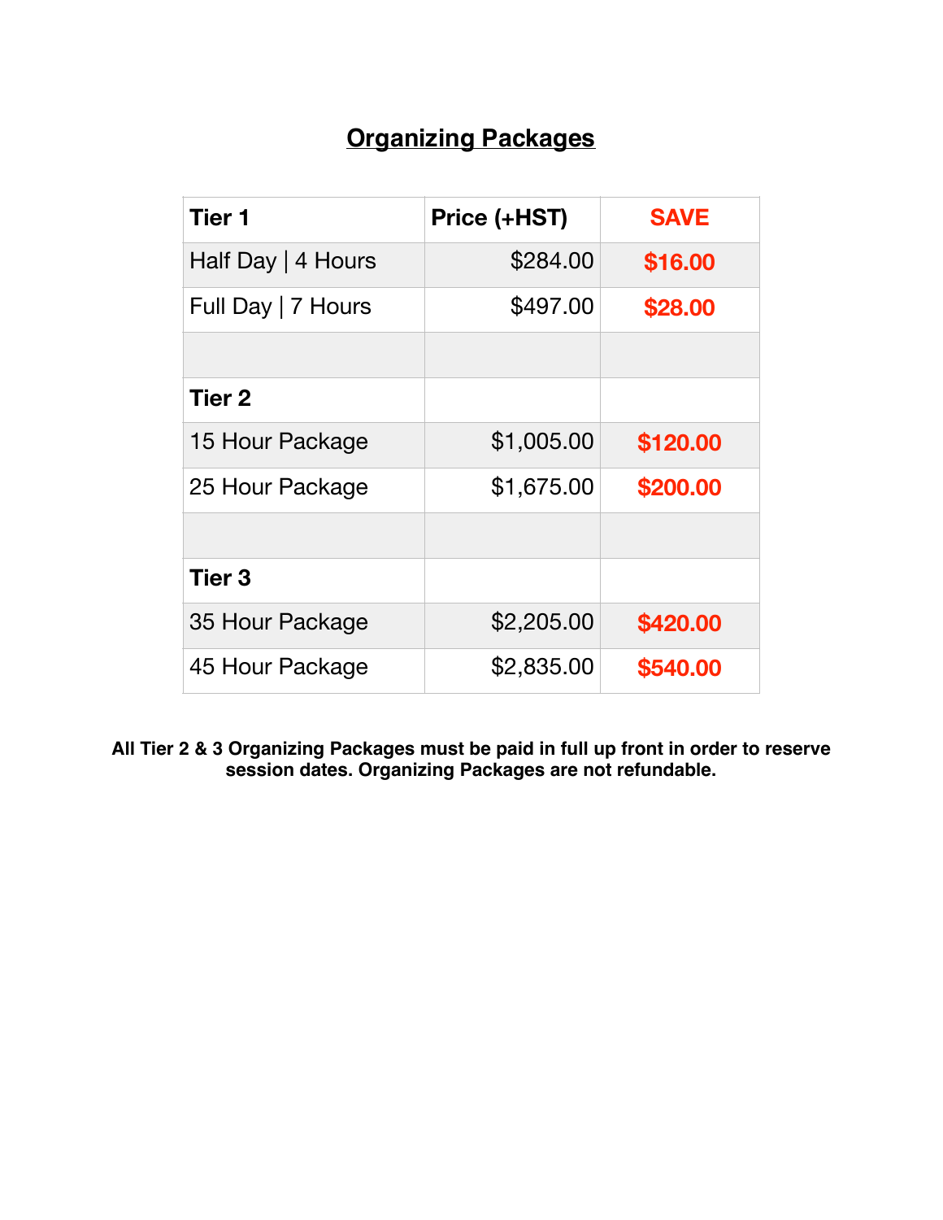# Organizing Packages

| **Tier 1** | **Price (+HST)** | **SAVE** |
|---|---|---|
| Half Day \| 4 Hours | $284.00 | **$16.00** |
| Full Day \| 7 Hours | $497.00 | **$28.00** |
| | | |
| **Tier 2** | | |
| 15 Hour Package | $1,005.00 | **$120.00** |
| 25 Hour Package | $1,675.00 | **$200.00** |
| | | |
| **Tier 3** | | |
| 35 Hour Package | $2,205.00 | **$420.00** |
| 45 Hour Package | $2,835.00 | **$540.00** |

**All Tier 2 & 3 Organizing Packages must be paid in full up front in order to reserve session dates. Organizing Packages are not refundable.**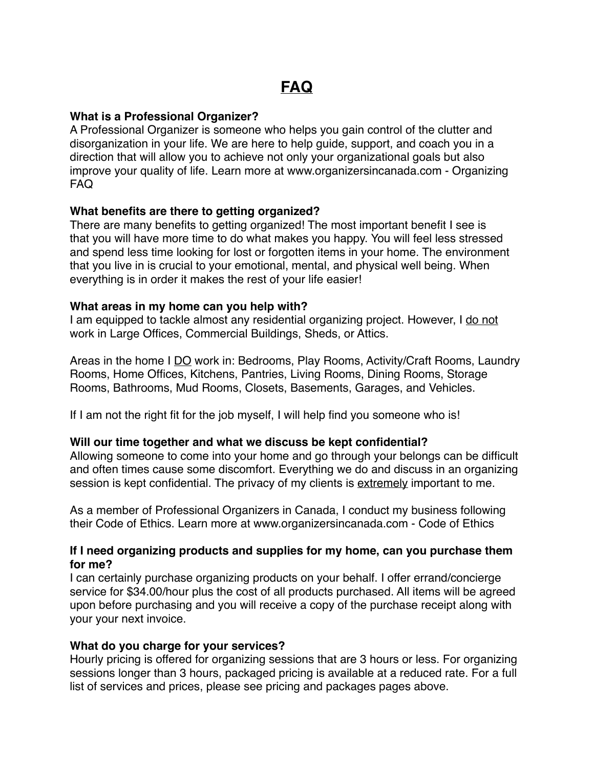# FAQ

**What is a Professional Organizer?**
A Professional Organizer is someone who helps you gain control of the clutter and disorganization in your life. We are here to help guide, support, and coach you in a direction that will allow you to achieve not only your organizational goals but also improve your quality of life. Learn more at www.organizersincanada.com - Organizing FAQ

**What benefits are there to getting organized?**
There are many benefits to getting organized! The most important benefit I see is that you will have more time to do what makes you happy. You will feel less stressed and spend less time looking for lost or forgotten items in your home. The environment that you live in is crucial to your emotional, mental, and physical well being. When everything is in order it makes the rest of your life easier!

**What areas in my home can you help with?**
I am equipped to tackle almost any residential organizing project. However, I <u>do not</u> work in Large Offices, Commercial Buildings, Sheds, or Attics.

Areas in the home I <u>DO</u> work in: Bedrooms, Play Rooms, Activity/Craft Rooms, Laundry Rooms, Home Offices, Kitchens, Pantries, Living Rooms, Dining Rooms, Storage Rooms, Bathrooms, Mud Rooms, Closets, Basements, Garages, and Vehicles.

If I am not the right fit for the job myself, I will help find you someone who is!

**Will our time together and what we discuss be kept confidential?**
Allowing someone to come into your home and go through your belongs can be difficult and often times cause some discomfort. Everything we do and discuss in an organizing session is kept confidential. The privacy of my clients is <u>extremely</u> important to me.

As a member of Professional Organizers in Canada, I conduct my business following their Code of Ethics. Learn more at www.organizersincanada.com - Code of Ethics

**If I need organizing products and supplies for my home, can you purchase them for me?**
I can certainly purchase organizing products on your behalf. I offer errand/concierge service for $34.00/hour plus the cost of all products purchased. All items will be agreed upon before purchasing and you will receive a copy of the purchase receipt along with your your next invoice.

**What do you charge for your services?**
Hourly pricing is offered for organizing sessions that are 3 hours or less. For organizing sessions longer than 3 hours, packaged pricing is available at a reduced rate. For a full list of services and prices, please see pricing and packages pages above.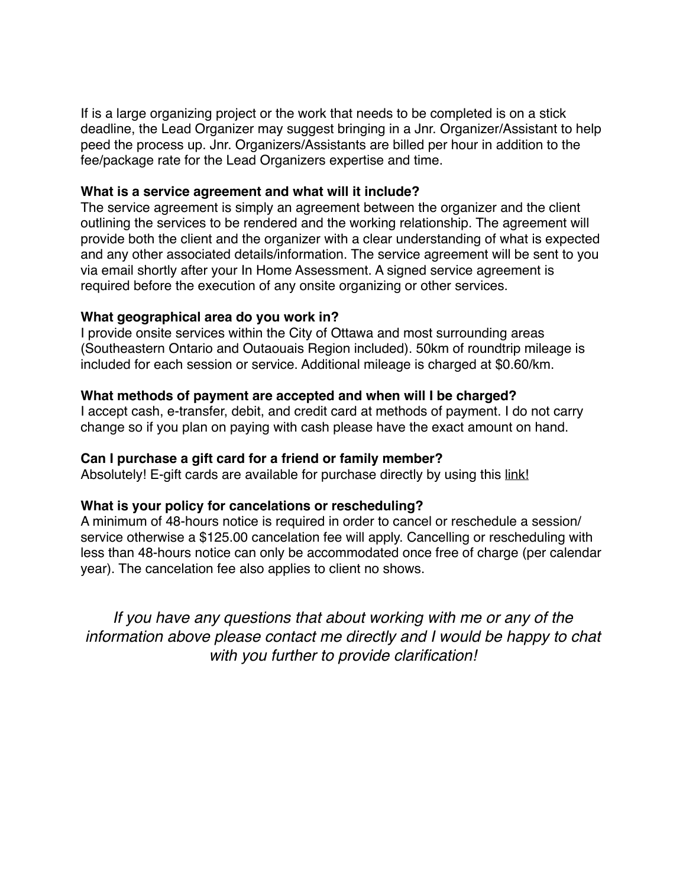If is a large organizing project or the work that needs to be completed is on a stick deadline, the Lead Organizer may suggest bringing in a Jnr. Organizer/Assistant to help peed the process up. Jnr. Organizers/Assistants are billed per hour in addition to the fee/package rate for the Lead Organizers expertise and time.

**What is a service agreement and what will it include?**
The service agreement is simply an agreement between the organizer and the client outlining the services to be rendered and the working relationship. The agreement will provide both the client and the organizer with a clear understanding of what is expected and any other associated details/information. The service agreement will be sent to you via email shortly after your In Home Assessment. A signed service agreement is required before the execution of any onsite organizing or other services.

**What geographical area do you work in?**
I provide onsite services within the City of Ottawa and most surrounding areas (Southeastern Ontario and Outaouais Region included). 50km of roundtrip mileage is included for each session or service. Additional mileage is charged at $0.60/km.

**What methods of payment are accepted and when will I be charged?**
I accept cash, e-transfer, debit, and credit card at methods of payment. I do not carry change so if you plan on paying with cash please have the exact amount on hand.

**Can I purchase a gift card for a friend or family member?**
Absolutely! E-gift cards are available for purchase directly by using this link!

**What is your policy for cancelations or rescheduling?**
A minimum of 48-hours notice is required in order to cancel or reschedule a session/ service otherwise a $125.00 cancelation fee will apply. Cancelling or rescheduling with less than 48-hours notice can only be accommodated once free of charge (per calendar year). The cancelation fee also applies to client no shows.

*If you have any questions that about working with me or any of the information above please contact me directly and I would be happy to chat with you further to provide clarification!*